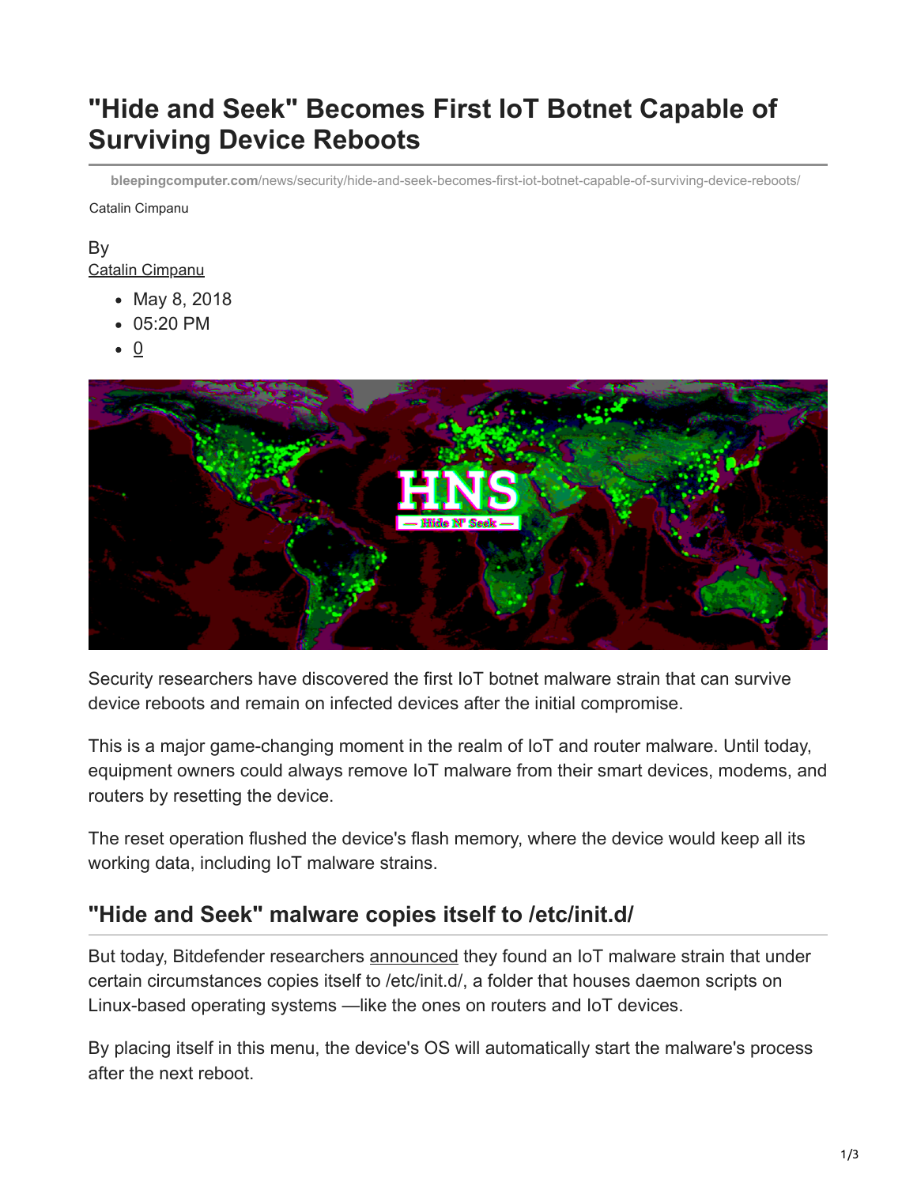# "Hide and Seek" Becomes First IoT Botnet Capable of Surviving Device Reboots

bleepingcomputer.com/news/security/hide-and-seek-becomes-first-iot-botnet-capable-of-surviving-device-reboots/

Catalin Cimpanu

By
Catalin Cimpanu

- May 8, 2018
- 05:20 PM
- 0

Security researchers have discovered the first IoT botnet malware strain that can survive device reboots and remain on infected devices after the initial compromise.

This is a major game-changing moment in the realm of IoT and router malware. Until today, equipment owners could always remove IoT malware from their smart devices, modems, and routers by resetting the device.

The reset operation flushed the device's flash memory, where the device would keep all its working data, including IoT malware strains.

## "Hide and Seek" malware copies itself to /etc/init.d/

But today, Bitdefender researchers announced they found an IoT malware strain that under certain circumstances copies itself to /etc/init.d/, a folder that houses daemon scripts on Linux-based operating systems —like the ones on routers and IoT devices.

By placing itself in this menu, the device's OS will automatically start the malware's process after the next reboot.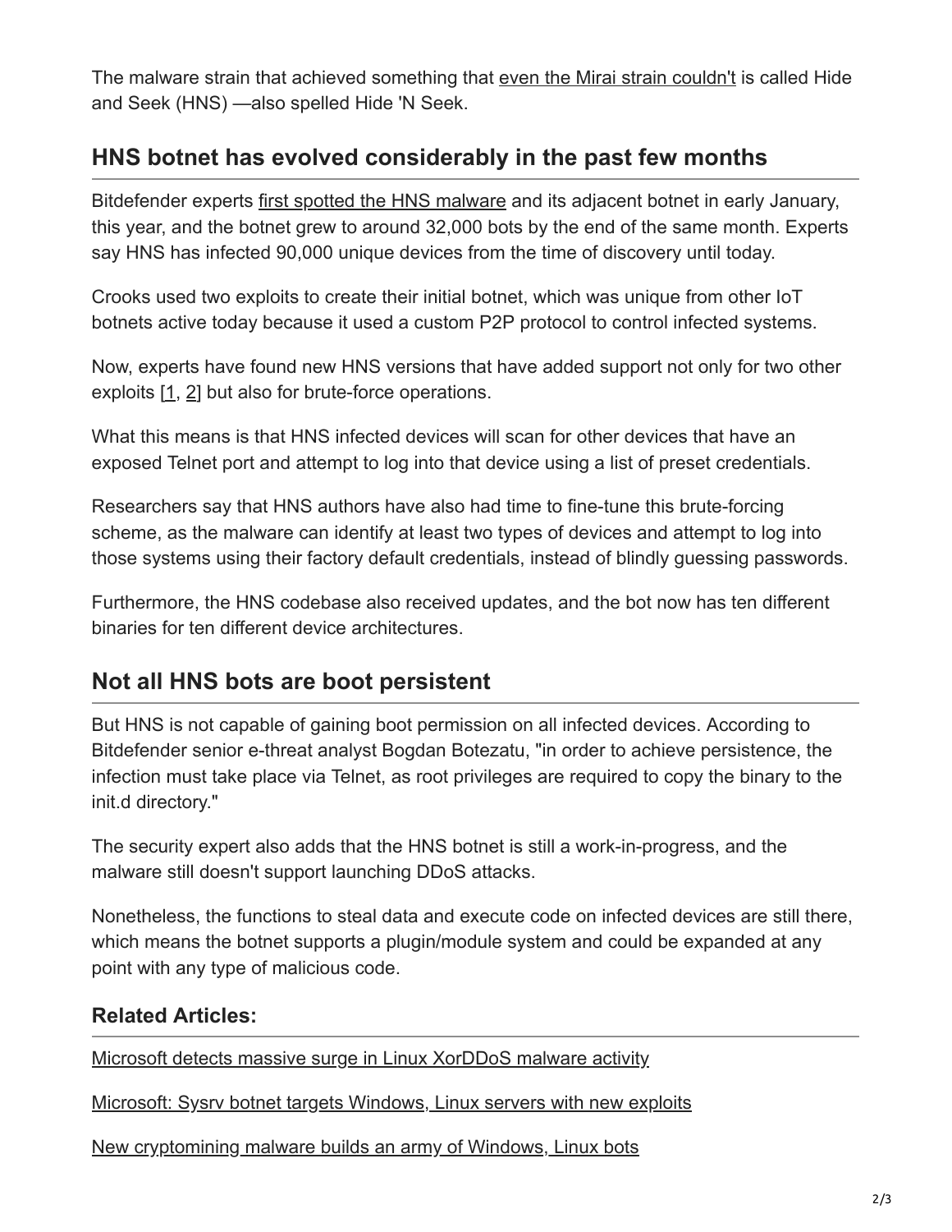The malware strain that achieved something that even the Mirai strain couldn't is called Hide and Seek (HNS) —also spelled Hide 'N Seek.

## HNS botnet has evolved considerably in the past few months

Bitdefender experts first spotted the HNS malware and its adjacent botnet in early January, this year, and the botnet grew to around 32,000 bots by the end of the same month. Experts say HNS has infected 90,000 unique devices from the time of discovery until today.

Crooks used two exploits to create their initial botnet, which was unique from other IoT botnets active today because it used a custom P2P protocol to control infected systems.

Now, experts have found new HNS versions that have added support not only for two other exploits [1, 2] but also for brute-force operations.

What this means is that HNS infected devices will scan for other devices that have an exposed Telnet port and attempt to log into that device using a list of preset credentials.

Researchers say that HNS authors have also had time to fine-tune this brute-forcing scheme, as the malware can identify at least two types of devices and attempt to log into those systems using their factory default credentials, instead of blindly guessing passwords.

Furthermore, the HNS codebase also received updates, and the bot now has ten different binaries for ten different device architectures.

## Not all HNS bots are boot persistent

But HNS is not capable of gaining boot permission on all infected devices. According to Bitdefender senior e-threat analyst Bogdan Botezatu, "in order to achieve persistence, the infection must take place via Telnet, as root privileges are required to copy the binary to the init.d directory."

The security expert also adds that the HNS botnet is still a work-in-progress, and the malware still doesn't support launching DDoS attacks.

Nonetheless, the functions to steal data and execute code on infected devices are still there, which means the botnet supports a plugin/module system and could be expanded at any point with any type of malicious code.

### Related Articles:

Microsoft detects massive surge in Linux XorDDoS malware activity

Microsoft: Sysrv botnet targets Windows, Linux servers with new exploits

New cryptomining malware builds an army of Windows, Linux bots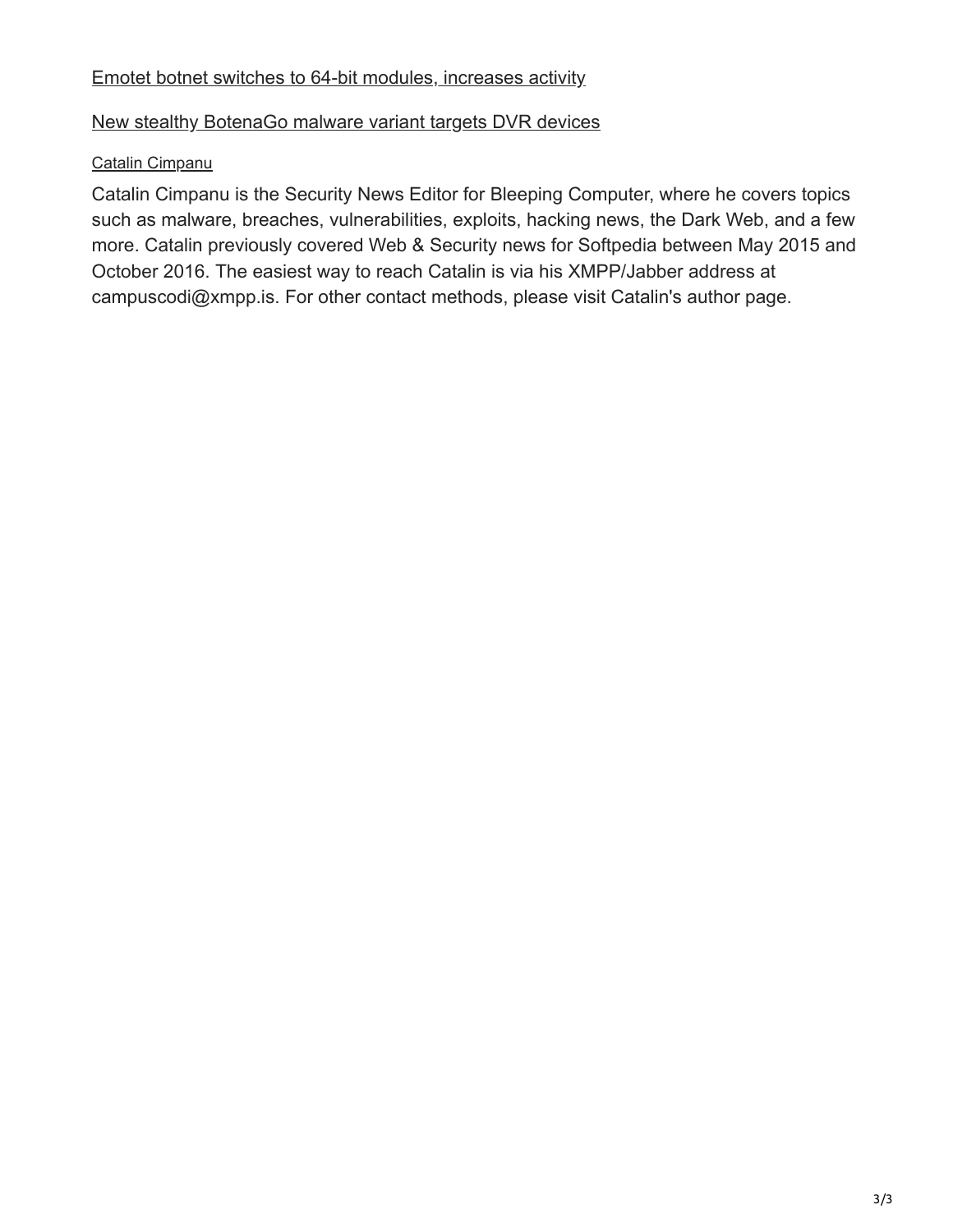Emotet botnet switches to 64-bit modules, increases activity

New stealthy BotenaGo malware variant targets DVR devices

Catalin Cimpanu

Catalin Cimpanu is the Security News Editor for Bleeping Computer, where he covers topics such as malware, breaches, vulnerabilities, exploits, hacking news, the Dark Web, and a few more. Catalin previously covered Web & Security news for Softpedia between May 2015 and October 2016. The easiest way to reach Catalin is via his XMPP/Jabber address at campuscodi@xmpp.is. For other contact methods, please visit Catalin's author page.